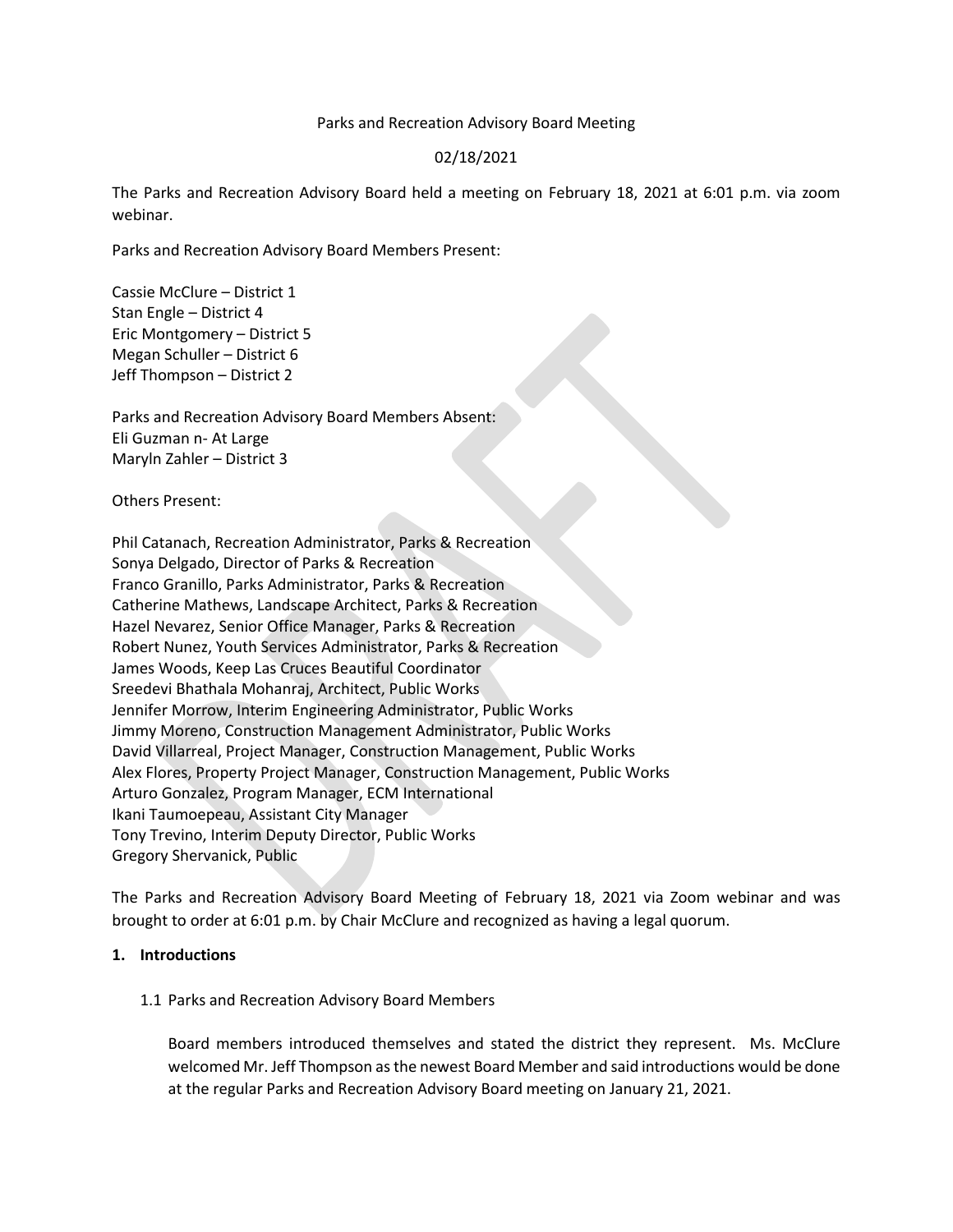Parks and Recreation Advisory Board Meeting

02/18/2021

The Parks and Recreation Advisory Board held a meeting on February 18, 2021 at 6:01 p.m. via zoom webinar.

Parks and Recreation Advisory Board Members Present:

Cassie McClure – District 1
Stan Engle – District 4
Eric Montgomery – District 5
Megan Schuller – District 6
Jeff Thompson – District 2

Parks and Recreation Advisory Board Members Absent:
Eli Guzman n- At Large
Maryln Zahler – District 3

Others Present:

Phil Catanach, Recreation Administrator, Parks & Recreation
Sonya Delgado, Director of Parks & Recreation
Franco Granillo, Parks Administrator, Parks & Recreation
Catherine Mathews, Landscape Architect, Parks & Recreation
Hazel Nevarez, Senior Office Manager, Parks & Recreation
Robert Nunez, Youth Services Administrator, Parks & Recreation
James Woods, Keep Las Cruces Beautiful Coordinator
Sreedevi Bhathala Mohanraj, Architect, Public Works
Jennifer Morrow, Interim Engineering Administrator, Public Works
Jimmy Moreno, Construction Management Administrator, Public Works
David Villarreal, Project Manager, Construction Management, Public Works
Alex Flores, Property Project Manager, Construction Management, Public Works
Arturo Gonzalez, Program Manager, ECM International
Ikani Taumoepeau, Assistant City Manager
Tony Trevino, Interim Deputy Director, Public Works
Gregory Shervanick, Public

The Parks and Recreation Advisory Board Meeting of February 18, 2021 via Zoom webinar and was brought to order at 6:01 p.m. by Chair McClure and recognized as having a legal quorum.

**1. Introductions**

1.1 Parks and Recreation Advisory Board Members

Board members introduced themselves and stated the district they represent. Ms. McClure welcomed Mr. Jeff Thompson as the newest Board Member and said introductions would be done at the regular Parks and Recreation Advisory Board meeting on January 21, 2021.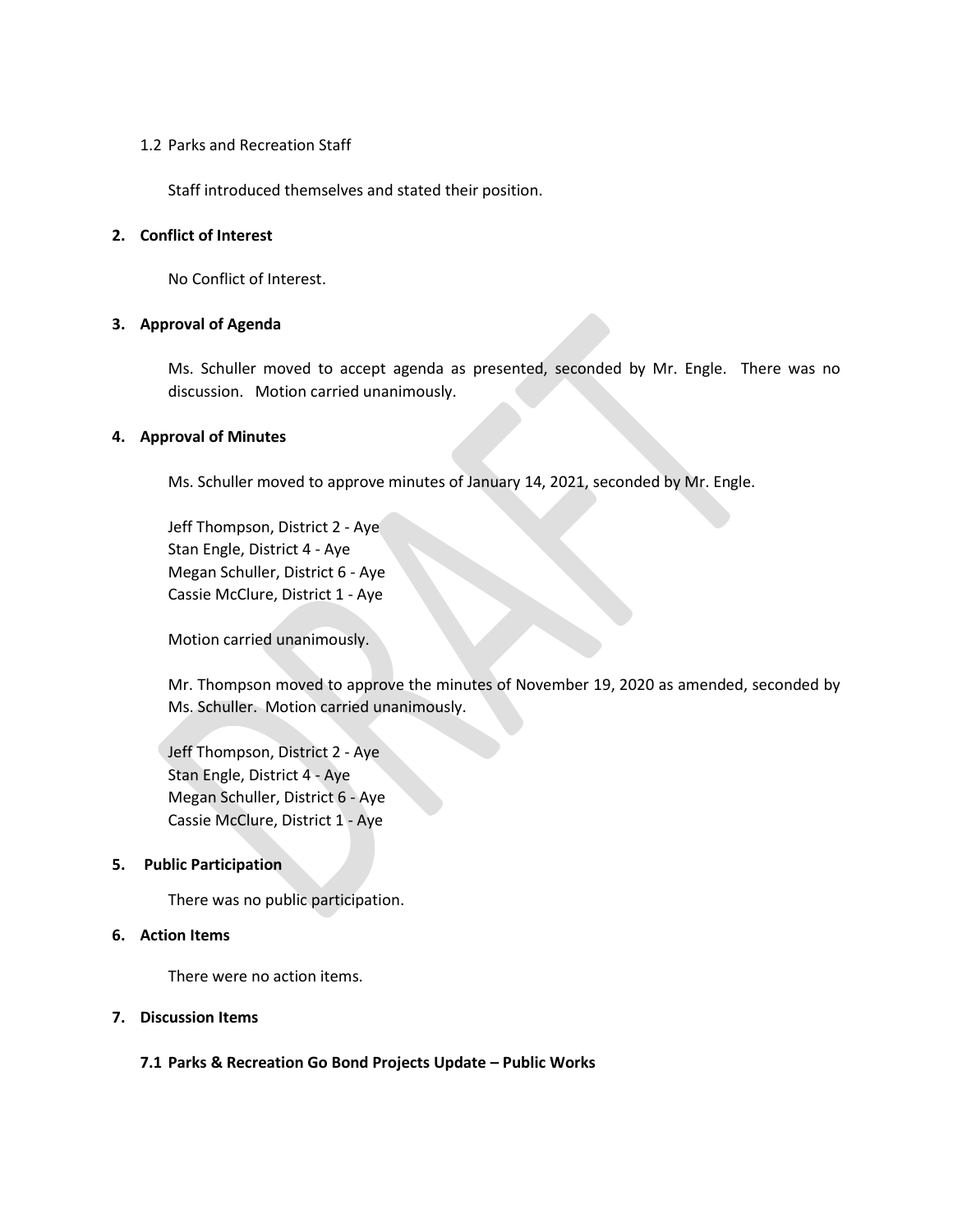1.2 Parks and Recreation Staff

Staff introduced themselves and stated their position.

**2. Conflict of Interest**

No Conflict of Interest.

**3. Approval of Agenda**

Ms. Schuller moved to accept agenda as presented, seconded by Mr. Engle. There was no discussion. Motion carried unanimously.

**4. Approval of Minutes**

Ms. Schuller moved to approve minutes of January 14, 2021, seconded by Mr. Engle.

Jeff Thompson, District 2 - Aye
Stan Engle, District 4 - Aye
Megan Schuller, District 6 - Aye
Cassie McClure, District 1 - Aye

Motion carried unanimously.

Mr. Thompson moved to approve the minutes of November 19, 2020 as amended, seconded by Ms. Schuller. Motion carried unanimously.

Jeff Thompson, District 2 - Aye
Stan Engle, District 4 - Aye
Megan Schuller, District 6 - Aye
Cassie McClure, District 1 - Aye

**5. Public Participation**

There was no public participation.

**6. Action Items**

There were no action items.

**7. Discussion Items**

**7.1 Parks & Recreation Go Bond Projects Update – Public Works**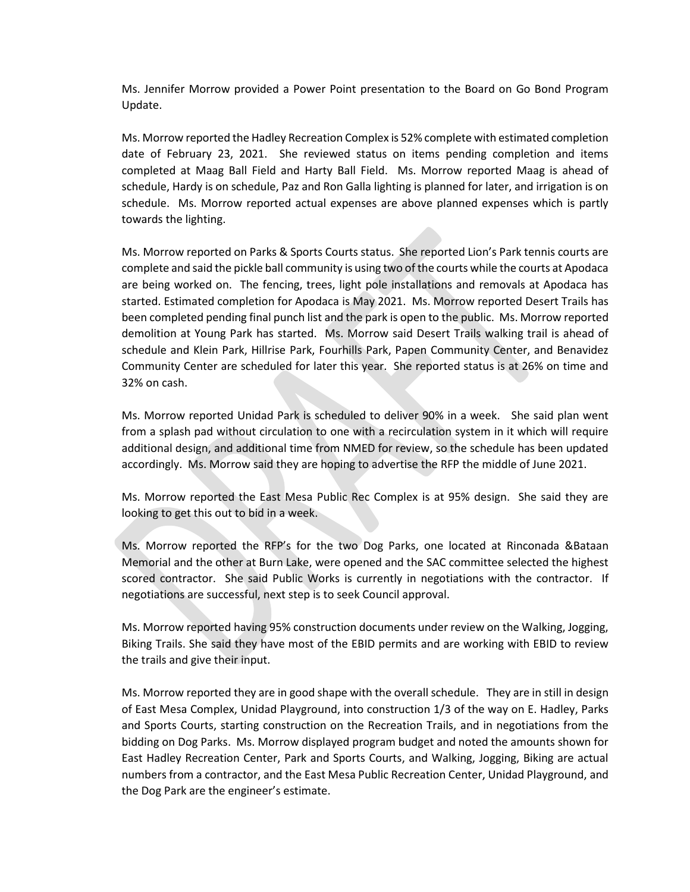Ms. Jennifer Morrow provided a Power Point presentation to the Board on Go Bond Program Update.

Ms. Morrow reported the Hadley Recreation Complex is 52% complete with estimated completion date of February 23, 2021. She reviewed status on items pending completion and items completed at Maag Ball Field and Harty Ball Field. Ms. Morrow reported Maag is ahead of schedule, Hardy is on schedule, Paz and Ron Galla lighting is planned for later, and irrigation is on schedule. Ms. Morrow reported actual expenses are above planned expenses which is partly towards the lighting.

Ms. Morrow reported on Parks & Sports Courts status. She reported Lion's Park tennis courts are complete and said the pickle ball community is using two of the courts while the courts at Apodaca are being worked on. The fencing, trees, light pole installations and removals at Apodaca has started. Estimated completion for Apodaca is May 2021. Ms. Morrow reported Desert Trails has been completed pending final punch list and the park is open to the public. Ms. Morrow reported demolition at Young Park has started. Ms. Morrow said Desert Trails walking trail is ahead of schedule and Klein Park, Hillrise Park, Fourhills Park, Papen Community Center, and Benavidez Community Center are scheduled for later this year. She reported status is at 26% on time and 32% on cash.

Ms. Morrow reported Unidad Park is scheduled to deliver 90% in a week. She said plan went from a splash pad without circulation to one with a recirculation system in it which will require additional design, and additional time from NMED for review, so the schedule has been updated accordingly. Ms. Morrow said they are hoping to advertise the RFP the middle of June 2021.

Ms. Morrow reported the East Mesa Public Rec Complex is at 95% design. She said they are looking to get this out to bid in a week.

Ms. Morrow reported the RFP's for the two Dog Parks, one located at Rinconada &Bataan Memorial and the other at Burn Lake, were opened and the SAC committee selected the highest scored contractor. She said Public Works is currently in negotiations with the contractor. If negotiations are successful, next step is to seek Council approval.

Ms. Morrow reported having 95% construction documents under review on the Walking, Jogging, Biking Trails. She said they have most of the EBID permits and are working with EBID to review the trails and give their input.

Ms. Morrow reported they are in good shape with the overall schedule. They are in still in design of East Mesa Complex, Unidad Playground, into construction 1/3 of the way on E. Hadley, Parks and Sports Courts, starting construction on the Recreation Trails, and in negotiations from the bidding on Dog Parks. Ms. Morrow displayed program budget and noted the amounts shown for East Hadley Recreation Center, Park and Sports Courts, and Walking, Jogging, Biking are actual numbers from a contractor, and the East Mesa Public Recreation Center, Unidad Playground, and the Dog Park are the engineer's estimate.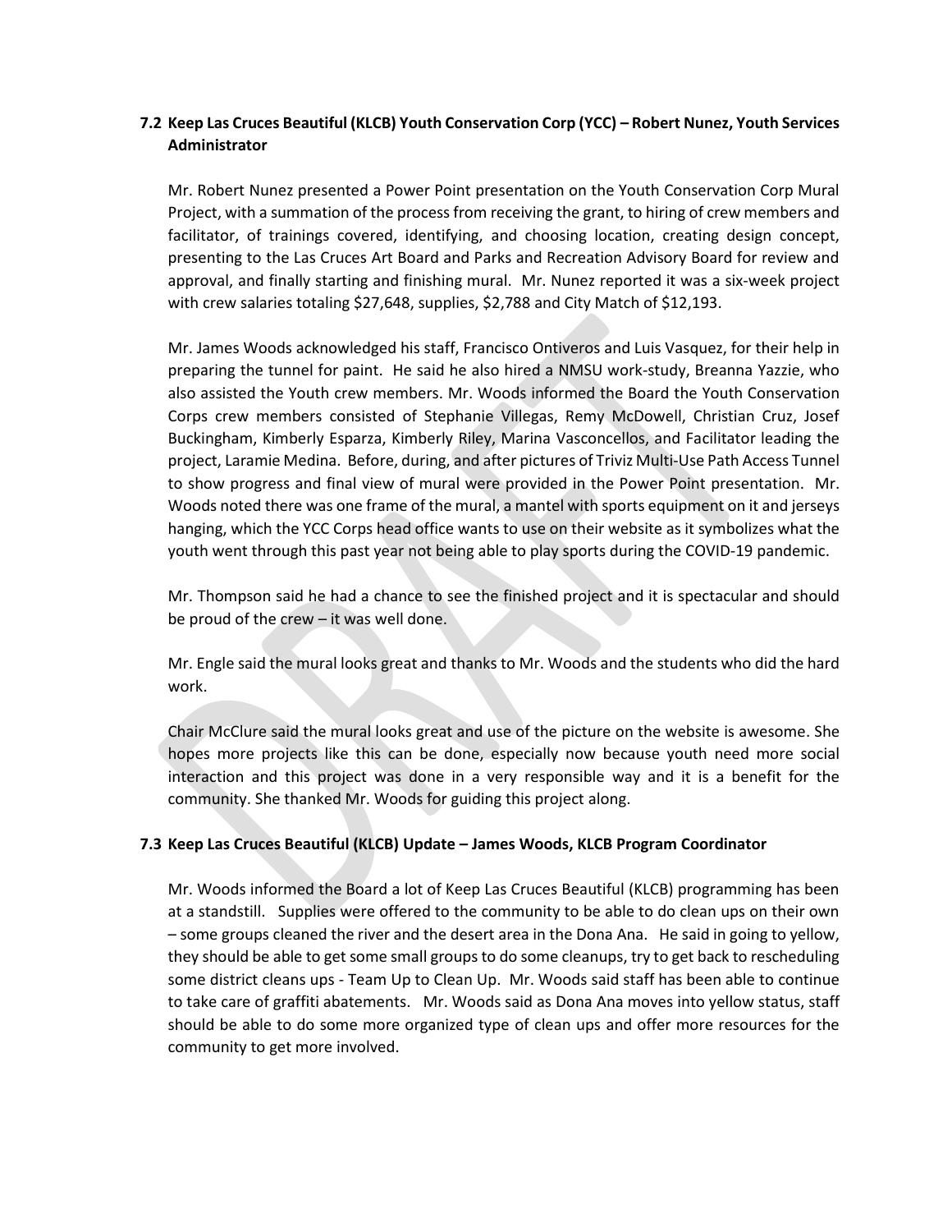### 7.2 Keep Las Cruces Beautiful (KLCB) Youth Conservation Corp (YCC) – Robert Nunez, Youth Services Administrator

Mr. Robert Nunez presented a Power Point presentation on the Youth Conservation Corp Mural Project, with a summation of the process from receiving the grant, to hiring of crew members and facilitator, of trainings covered, identifying, and choosing location, creating design concept, presenting to the Las Cruces Art Board and Parks and Recreation Advisory Board for review and approval, and finally starting and finishing mural. Mr. Nunez reported it was a six-week project with crew salaries totaling $27,648, supplies, $2,788 and City Match of $12,193.

Mr. James Woods acknowledged his staff, Francisco Ontiveros and Luis Vasquez, for their help in preparing the tunnel for paint. He said he also hired a NMSU work-study, Breanna Yazzie, who also assisted the Youth crew members. Mr. Woods informed the Board the Youth Conservation Corps crew members consisted of Stephanie Villegas, Remy McDowell, Christian Cruz, Josef Buckingham, Kimberly Esparza, Kimberly Riley, Marina Vasconcellos, and Facilitator leading the project, Laramie Medina. Before, during, and after pictures of Triviz Multi-Use Path Access Tunnel to show progress and final view of mural were provided in the Power Point presentation. Mr. Woods noted there was one frame of the mural, a mantel with sports equipment on it and jerseys hanging, which the YCC Corps head office wants to use on their website as it symbolizes what the youth went through this past year not being able to play sports during the COVID-19 pandemic.

Mr. Thompson said he had a chance to see the finished project and it is spectacular and should be proud of the crew – it was well done.

Mr. Engle said the mural looks great and thanks to Mr. Woods and the students who did the hard work.

Chair McClure said the mural looks great and use of the picture on the website is awesome. She hopes more projects like this can be done, especially now because youth need more social interaction and this project was done in a very responsible way and it is a benefit for the community. She thanked Mr. Woods for guiding this project along.

### 7.3 Keep Las Cruces Beautiful (KLCB) Update – James Woods, KLCB Program Coordinator

Mr. Woods informed the Board a lot of Keep Las Cruces Beautiful (KLCB) programming has been at a standstill. Supplies were offered to the community to be able to do clean ups on their own – some groups cleaned the river and the desert area in the Dona Ana. He said in going to yellow, they should be able to get some small groups to do some cleanups, try to get back to rescheduling some district cleans ups - Team Up to Clean Up. Mr. Woods said staff has been able to continue to take care of graffiti abatements. Mr. Woods said as Dona Ana moves into yellow status, staff should be able to do some more organized type of clean ups and offer more resources for the community to get more involved.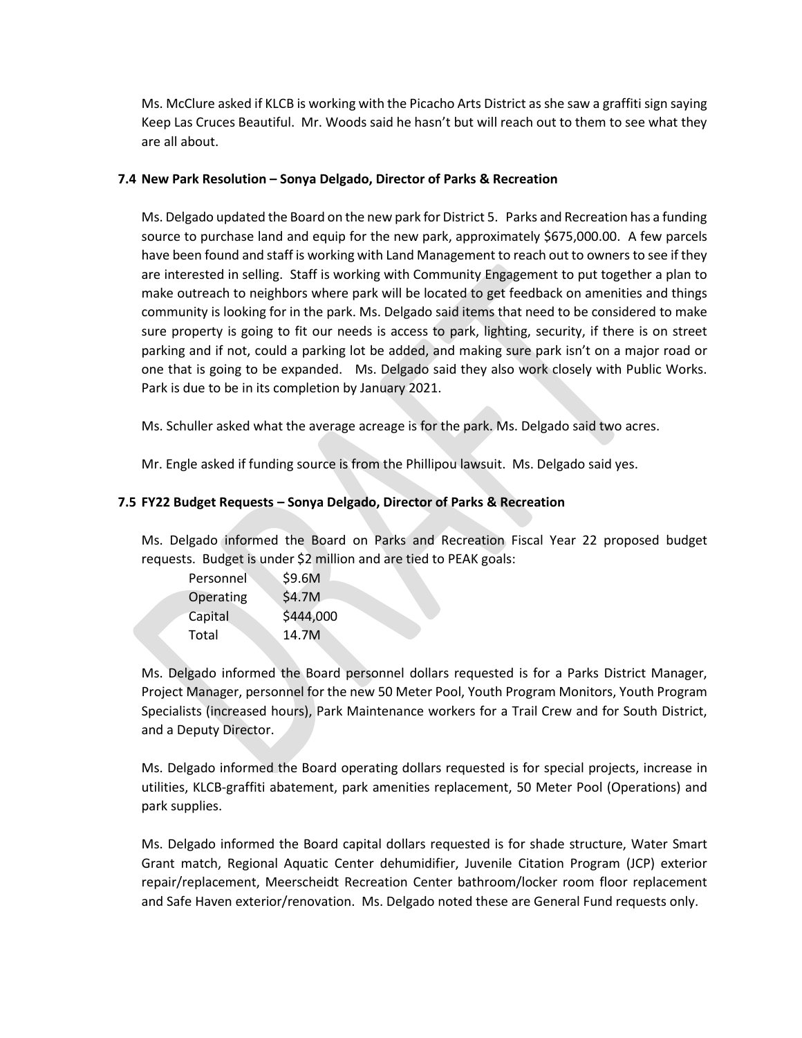Ms. McClure asked if KLCB is working with the Picacho Arts District as she saw a graffiti sign saying Keep Las Cruces Beautiful. Mr. Woods said he hasn't but will reach out to them to see what they are all about.

### 7.4 New Park Resolution – Sonya Delgado, Director of Parks & Recreation

Ms. Delgado updated the Board on the new park for District 5. Parks and Recreation has a funding source to purchase land and equip for the new park, approximately $675,000.00. A few parcels have been found and staff is working with Land Management to reach out to owners to see if they are interested in selling. Staff is working with Community Engagement to put together a plan to make outreach to neighbors where park will be located to get feedback on amenities and things community is looking for in the park. Ms. Delgado said items that need to be considered to make sure property is going to fit our needs is access to park, lighting, security, if there is on street parking and if not, could a parking lot be added, and making sure park isn't on a major road or one that is going to be expanded. Ms. Delgado said they also work closely with Public Works. Park is due to be in its completion by January 2021.

Ms. Schuller asked what the average acreage is for the park. Ms. Delgado said two acres.

Mr. Engle asked if funding source is from the Phillipou lawsuit. Ms. Delgado said yes.

### 7.5 FY22 Budget Requests – Sonya Delgado, Director of Parks & Recreation

Ms. Delgado informed the Board on Parks and Recreation Fiscal Year 22 proposed budget requests. Budget is under $2 million and are tied to PEAK goals:

| | |
|---|---|
| Personnel | $9.6M |
| Operating | $4.7M |
| Capital | $444,000 |
| Total | 14.7M |

Ms. Delgado informed the Board personnel dollars requested is for a Parks District Manager, Project Manager, personnel for the new 50 Meter Pool, Youth Program Monitors, Youth Program Specialists (increased hours), Park Maintenance workers for a Trail Crew and for South District, and a Deputy Director.

Ms. Delgado informed the Board operating dollars requested is for special projects, increase in utilities, KLCB-graffiti abatement, park amenities replacement, 50 Meter Pool (Operations) and park supplies.

Ms. Delgado informed the Board capital dollars requested is for shade structure, Water Smart Grant match, Regional Aquatic Center dehumidifier, Juvenile Citation Program (JCP) exterior repair/replacement, Meerscheidt Recreation Center bathroom/locker room floor replacement and Safe Haven exterior/renovation. Ms. Delgado noted these are General Fund requests only.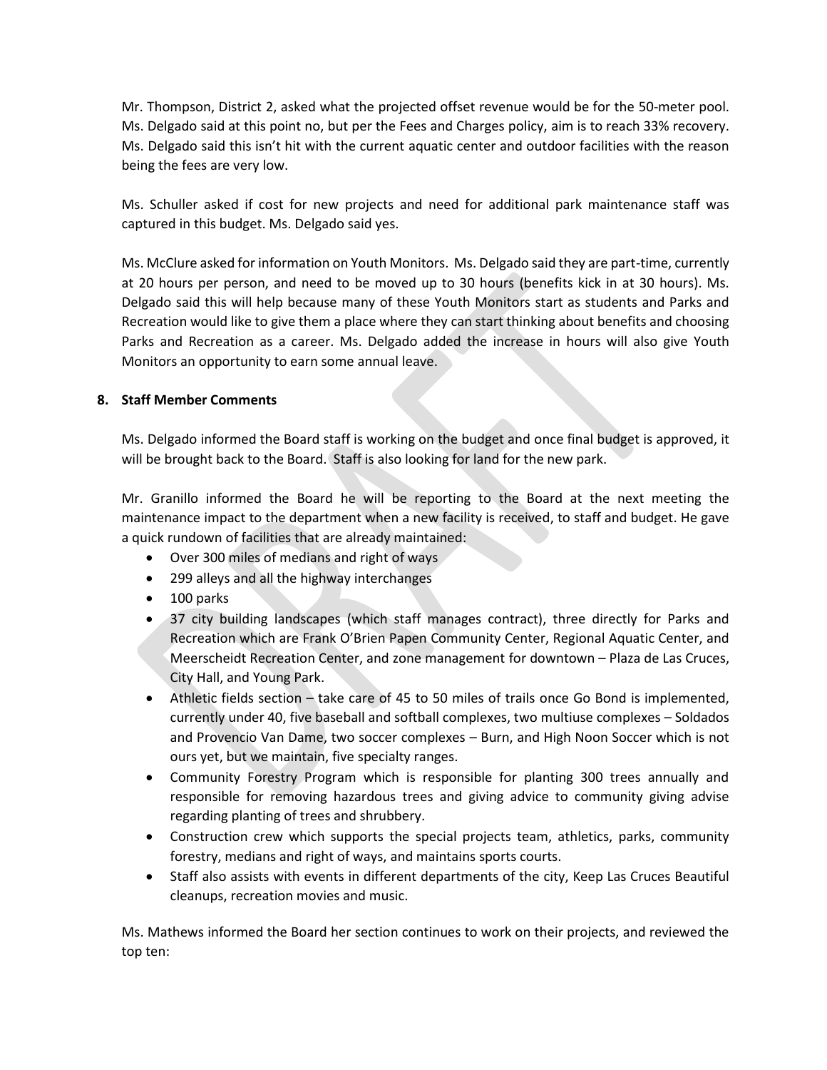Mr. Thompson, District 2, asked what the projected offset revenue would be for the 50-meter pool. Ms. Delgado said at this point no, but per the Fees and Charges policy, aim is to reach 33% recovery. Ms. Delgado said this isn't hit with the current aquatic center and outdoor facilities with the reason being the fees are very low.

Ms. Schuller asked if cost for new projects and need for additional park maintenance staff was captured in this budget. Ms. Delgado said yes.

Ms. McClure asked for information on Youth Monitors. Ms. Delgado said they are part-time, currently at 20 hours per person, and need to be moved up to 30 hours (benefits kick in at 30 hours). Ms. Delgado said this will help because many of these Youth Monitors start as students and Parks and Recreation would like to give them a place where they can start thinking about benefits and choosing Parks and Recreation as a career. Ms. Delgado added the increase in hours will also give Youth Monitors an opportunity to earn some annual leave.

**8. Staff Member Comments**

Ms. Delgado informed the Board staff is working on the budget and once final budget is approved, it will be brought back to the Board. Staff is also looking for land for the new park.

Mr. Granillo informed the Board he will be reporting to the Board at the next meeting the maintenance impact to the department when a new facility is received, to staff and budget. He gave a quick rundown of facilities that are already maintained:

- Over 300 miles of medians and right of ways
- 299 alleys and all the highway interchanges
- 100 parks
- 37 city building landscapes (which staff manages contract), three directly for Parks and Recreation which are Frank O'Brien Papen Community Center, Regional Aquatic Center, and Meerscheidt Recreation Center, and zone management for downtown – Plaza de Las Cruces, City Hall, and Young Park.
- Athletic fields section – take care of 45 to 50 miles of trails once Go Bond is implemented, currently under 40, five baseball and softball complexes, two multiuse complexes – Soldados and Provencio Van Dame, two soccer complexes – Burn, and High Noon Soccer which is not ours yet, but we maintain, five specialty ranges.
- Community Forestry Program which is responsible for planting 300 trees annually and responsible for removing hazardous trees and giving advice to community giving advise regarding planting of trees and shrubbery.
- Construction crew which supports the special projects team, athletics, parks, community forestry, medians and right of ways, and maintains sports courts.
- Staff also assists with events in different departments of the city, Keep Las Cruces Beautiful cleanups, recreation movies and music.

Ms. Mathews informed the Board her section continues to work on their projects, and reviewed the top ten: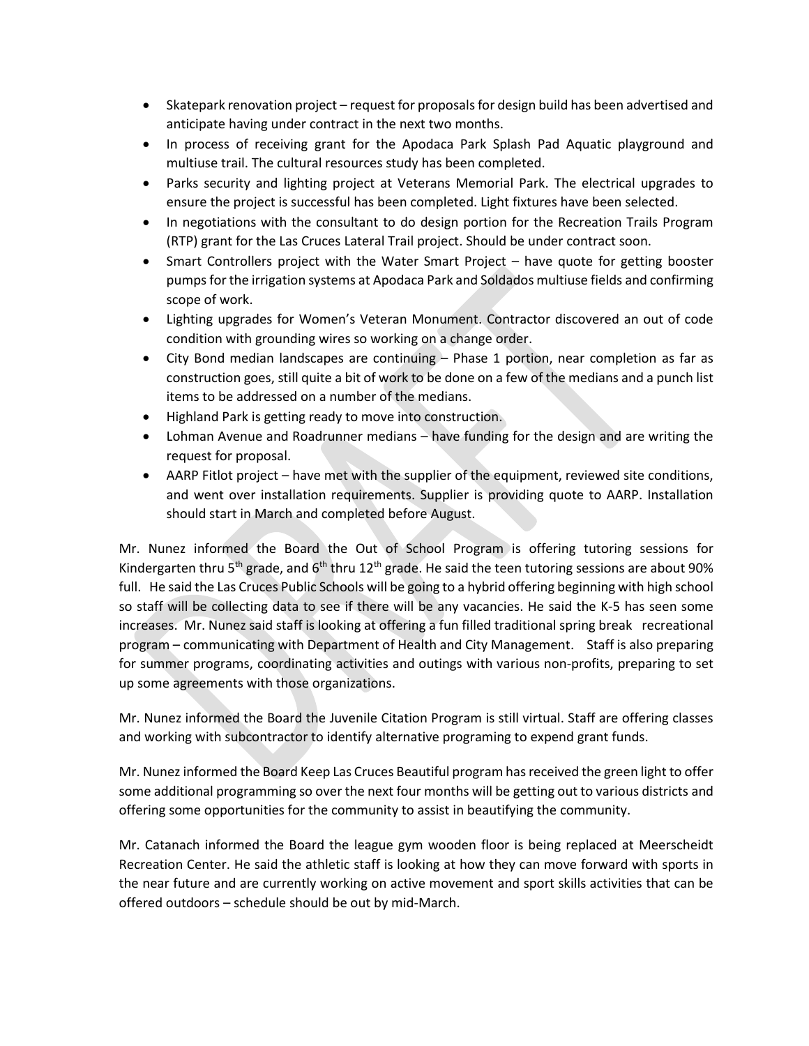- Skatepark renovation project – request for proposals for design build has been advertised and anticipate having under contract in the next two months.
- In process of receiving grant for the Apodaca Park Splash Pad Aquatic playground and multiuse trail. The cultural resources study has been completed.
- Parks security and lighting project at Veterans Memorial Park. The electrical upgrades to ensure the project is successful has been completed. Light fixtures have been selected.
- In negotiations with the consultant to do design portion for the Recreation Trails Program (RTP) grant for the Las Cruces Lateral Trail project. Should be under contract soon.
- Smart Controllers project with the Water Smart Project – have quote for getting booster pumps for the irrigation systems at Apodaca Park and Soldados multiuse fields and confirming scope of work.
- Lighting upgrades for Women's Veteran Monument. Contractor discovered an out of code condition with grounding wires so working on a change order.
- City Bond median landscapes are continuing – Phase 1 portion, near completion as far as construction goes, still quite a bit of work to be done on a few of the medians and a punch list items to be addressed on a number of the medians.
- Highland Park is getting ready to move into construction.
- Lohman Avenue and Roadrunner medians – have funding for the design and are writing the request for proposal.
- AARP Fitlot project – have met with the supplier of the equipment, reviewed site conditions, and went over installation requirements. Supplier is providing quote to AARP. Installation should start in March and completed before August.

Mr. Nunez informed the Board the Out of School Program is offering tutoring sessions for Kindergarten thru 5th grade, and 6th thru 12th grade. He said the teen tutoring sessions are about 90% full. He said the Las Cruces Public Schools will be going to a hybrid offering beginning with high school so staff will be collecting data to see if there will be any vacancies. He said the K-5 has seen some increases. Mr. Nunez said staff is looking at offering a fun filled traditional spring break recreational program – communicating with Department of Health and City Management. Staff is also preparing for summer programs, coordinating activities and outings with various non-profits, preparing to set up some agreements with those organizations.

Mr. Nunez informed the Board the Juvenile Citation Program is still virtual. Staff are offering classes and working with subcontractor to identify alternative programing to expend grant funds.

Mr. Nunez informed the Board Keep Las Cruces Beautiful program has received the green light to offer some additional programming so over the next four months will be getting out to various districts and offering some opportunities for the community to assist in beautifying the community.

Mr. Catanach informed the Board the league gym wooden floor is being replaced at Meerscheidt Recreation Center. He said the athletic staff is looking at how they can move forward with sports in the near future and are currently working on active movement and sport skills activities that can be offered outdoors – schedule should be out by mid-March.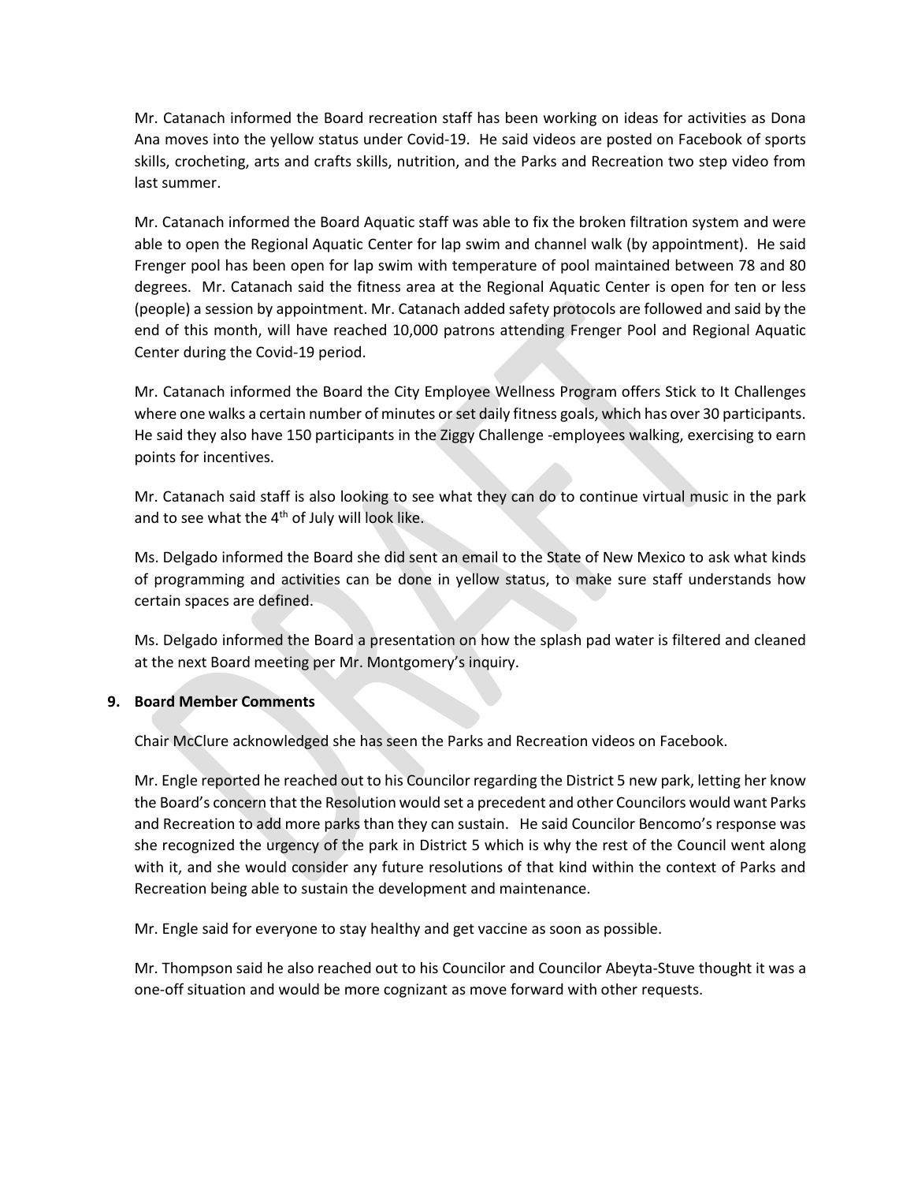Mr. Catanach informed the Board recreation staff has been working on ideas for activities as Dona Ana moves into the yellow status under Covid-19. He said videos are posted on Facebook of sports skills, crocheting, arts and crafts skills, nutrition, and the Parks and Recreation two step video from last summer.

Mr. Catanach informed the Board Aquatic staff was able to fix the broken filtration system and were able to open the Regional Aquatic Center for lap swim and channel walk (by appointment). He said Frenger pool has been open for lap swim with temperature of pool maintained between 78 and 80 degrees. Mr. Catanach said the fitness area at the Regional Aquatic Center is open for ten or less (people) a session by appointment. Mr. Catanach added safety protocols are followed and said by the end of this month, will have reached 10,000 patrons attending Frenger Pool and Regional Aquatic Center during the Covid-19 period.

Mr. Catanach informed the Board the City Employee Wellness Program offers Stick to It Challenges where one walks a certain number of minutes or set daily fitness goals, which has over 30 participants. He said they also have 150 participants in the Ziggy Challenge -employees walking, exercising to earn points for incentives.

Mr. Catanach said staff is also looking to see what they can do to continue virtual music in the park and to see what the 4th of July will look like.

Ms. Delgado informed the Board she did sent an email to the State of New Mexico to ask what kinds of programming and activities can be done in yellow status, to make sure staff understands how certain spaces are defined.

Ms. Delgado informed the Board a presentation on how the splash pad water is filtered and cleaned at the next Board meeting per Mr. Montgomery's inquiry.

**9. Board Member Comments**

Chair McClure acknowledged she has seen the Parks and Recreation videos on Facebook.

Mr. Engle reported he reached out to his Councilor regarding the District 5 new park, letting her know the Board's concern that the Resolution would set a precedent and other Councilors would want Parks and Recreation to add more parks than they can sustain. He said Councilor Bencomo's response was she recognized the urgency of the park in District 5 which is why the rest of the Council went along with it, and she would consider any future resolutions of that kind within the context of Parks and Recreation being able to sustain the development and maintenance.

Mr. Engle said for everyone to stay healthy and get vaccine as soon as possible.

Mr. Thompson said he also reached out to his Councilor and Councilor Abeyta-Stuve thought it was a one-off situation and would be more cognizant as move forward with other requests.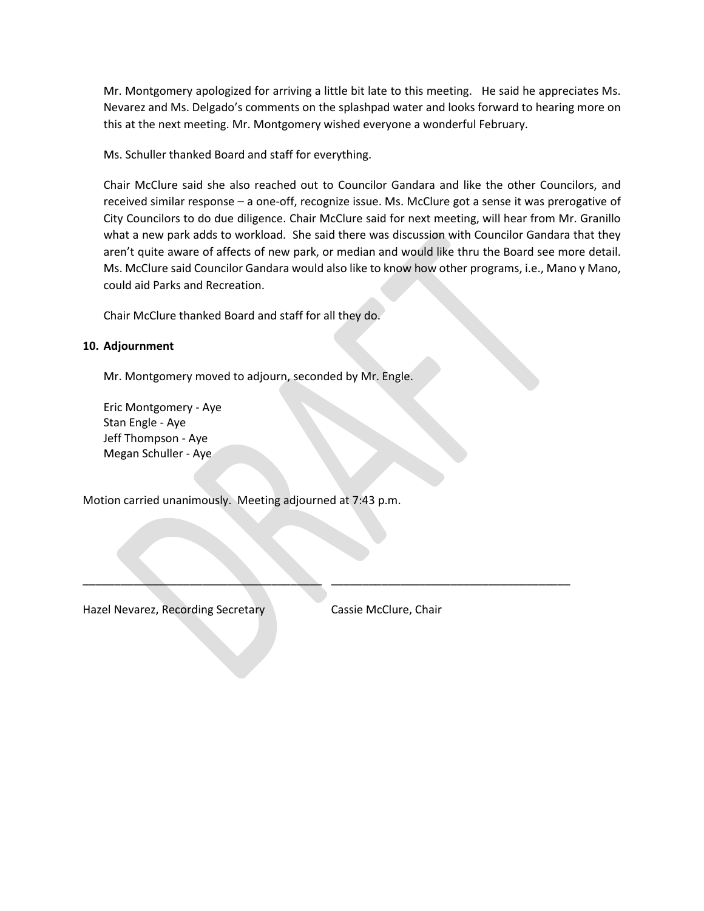Mr. Montgomery apologized for arriving a little bit late to this meeting. He said he appreciates Ms. Nevarez and Ms. Delgado's comments on the splashpad water and looks forward to hearing more on this at the next meeting. Mr. Montgomery wished everyone a wonderful February.

Ms. Schuller thanked Board and staff for everything.

Chair McClure said she also reached out to Councilor Gandara and like the other Councilors, and received similar response – a one-off, recognize issue. Ms. McClure got a sense it was prerogative of City Councilors to do due diligence. Chair McClure said for next meeting, will hear from Mr. Granillo what a new park adds to workload. She said there was discussion with Councilor Gandara that they aren't quite aware of affects of new park, or median and would like thru the Board see more detail. Ms. McClure said Councilor Gandara would also like to know how other programs, i.e., Mano y Mano, could aid Parks and Recreation.

Chair McClure thanked Board and staff for all they do.

**10. Adjournment**

Mr. Montgomery moved to adjourn, seconded by Mr. Engle.

Eric Montgomery - Aye
Stan Engle - Aye
Jeff Thompson - Aye
Megan Schuller - Aye

Motion carried unanimously. Meeting adjourned at 7:43 p.m.

\_\_\_\_\_\_\_\_\_\_\_\_\_\_\_\_\_\_\_\_\_\_\_\_\_\_\_\_\_\_\_\_\_\_\_\_\_\_ \_\_\_\_\_\_\_\_\_\_\_\_\_\_\_\_\_\_\_\_\_\_\_\_\_\_\_\_\_\_\_\_\_\_\_\_\_\_

Hazel Nevarez, Recording Secretary Cassie McClure, Chair